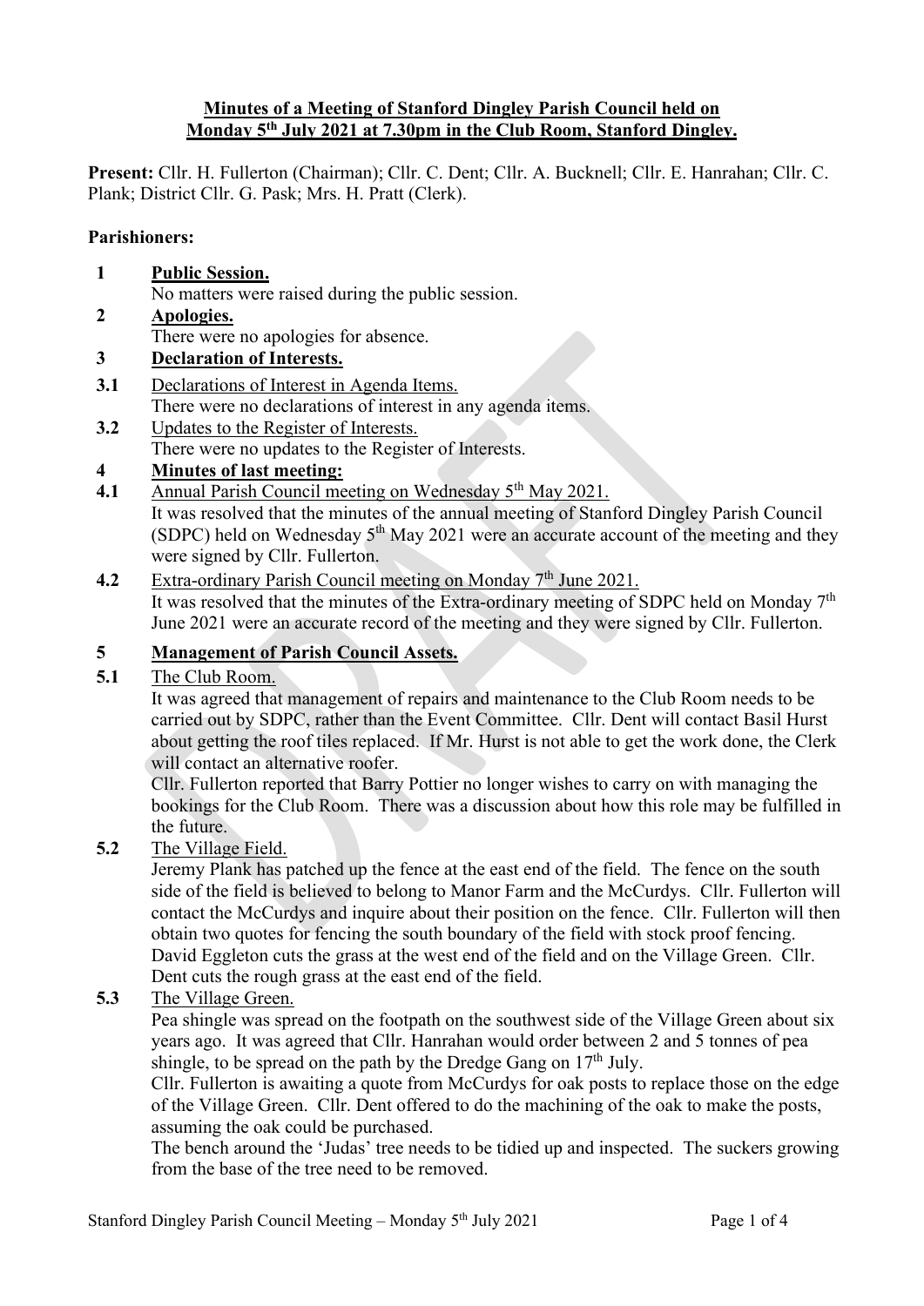**Minutes of a Meeting of Stanford Dingley Parish Council held on Monday 5th July 2021 at 7.30pm in the Club Room, Stanford Dingley.**

**Present:** Cllr. H. Fullerton (Chairman); Cllr. C. Dent; Cllr. A. Bucknell; Cllr. E. Hanrahan; Cllr. C. Plank; District Cllr. G. Pask; Mrs. H. Pratt (Clerk).

**Parishioners:**

**1 Public Session.**

No matters were raised during the public session.

**2 Apologies.**

There were no apologies for absence.

**3 Declaration of Interests.**

**3.1** Declarations of Interest in Agenda Items.

There were no declarations of interest in any agenda items.

**3.2** Updates to the Register of Interests.

There were no updates to the Register of Interests.

**4 Minutes of last meeting:**

**4.1** Annual Parish Council meeting on Wednesday 5th May 2021.

It was resolved that the minutes of the annual meeting of Stanford Dingley Parish Council (SDPC) held on Wednesday 5th May 2021 were an accurate account of the meeting and they were signed by Cllr. Fullerton.

**4.2** Extra-ordinary Parish Council meeting on Monday 7th June 2021.

It was resolved that the minutes of the Extra-ordinary meeting of SDPC held on Monday 7th June 2021 were an accurate record of the meeting and they were signed by Cllr. Fullerton.

**5 Management of Parish Council Assets.**

**5.1** The Club Room.

It was agreed that management of repairs and maintenance to the Club Room needs to be carried out by SDPC, rather than the Event Committee. Cllr. Dent will contact Basil Hurst about getting the roof tiles replaced. If Mr. Hurst is not able to get the work done, the Clerk will contact an alternative roofer.

Cllr. Fullerton reported that Barry Pottier no longer wishes to carry on with managing the bookings for the Club Room. There was a discussion about how this role may be fulfilled in the future.

**5.2** The Village Field.

Jeremy Plank has patched up the fence at the east end of the field. The fence on the south side of the field is believed to belong to Manor Farm and the McCurdys. Cllr. Fullerton will contact the McCurdys and inquire about their position on the fence. Cllr. Fullerton will then obtain two quotes for fencing the south boundary of the field with stock proof fencing. David Eggleton cuts the grass at the west end of the field and on the Village Green. Cllr. Dent cuts the rough grass at the east end of the field.

**5.3** The Village Green.

Pea shingle was spread on the footpath on the southwest side of the Village Green about six years ago. It was agreed that Cllr. Hanrahan would order between 2 and 5 tonnes of pea shingle, to be spread on the path by the Dredge Gang on 17th July.

Cllr. Fullerton is awaiting a quote from McCurdys for oak posts to replace those on the edge of the Village Green. Cllr. Dent offered to do the machining of the oak to make the posts, assuming the oak could be purchased.

The bench around the 'Judas' tree needs to be tidied up and inspected. The suckers growing from the base of the tree need to be removed.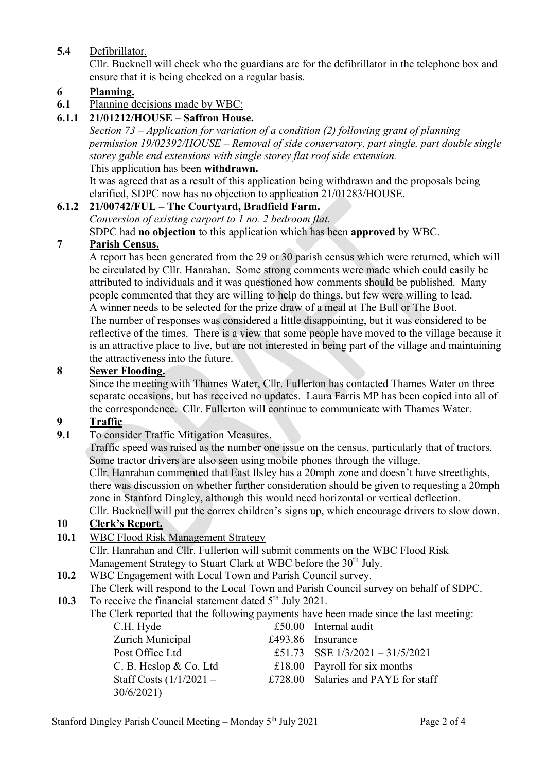**5.4** Defibrillator.

Cllr. Bucknell will check who the guardians are for the defibrillator in the telephone box and ensure that it is being checked on a regular basis.

## 6 Planning.

**6.1** Planning decisions made by WBC:

**6.1.1 21/01212/HOUSE – Saffron House.**

*Section 73 – Application for variation of a condition (2) following grant of planning permission 19/02392/HOUSE – Removal of side conservatory, part single, part double single storey gable end extensions with single storey flat roof side extension.*

This application has been **withdrawn.**

It was agreed that as a result of this application being withdrawn and the proposals being clarified, SDPC now has no objection to application 21/01283/HOUSE.

**6.1.2 21/00742/FUL – The Courtyard, Bradfield Farm.**

*Conversion of existing carport to 1 no. 2 bedroom flat.*

SDPC had **no objection** to this application which has been **approved** by WBC.

## 7 Parish Census.

A report has been generated from the 29 or 30 parish census which were returned, which will be circulated by Cllr. Hanrahan. Some strong comments were made which could easily be attributed to individuals and it was questioned how comments should be published. Many people commented that they are willing to help do things, but few were willing to lead. A winner needs to be selected for the prize draw of a meal at The Bull or The Boot. The number of responses was considered a little disappointing, but it was considered to be reflective of the times. There is a view that some people have moved to the village because it is an attractive place to live, but are not interested in being part of the village and maintaining the attractiveness into the future.

## 8 Sewer Flooding.

Since the meeting with Thames Water, Cllr. Fullerton has contacted Thames Water on three separate occasions, but has received no updates. Laura Farris MP has been copied into all of the correspondence. Cllr. Fullerton will continue to communicate with Thames Water.

## 9 Traffic

**9.1** To consider Traffic Mitigation Measures.

Traffic speed was raised as the number one issue on the census, particularly that of tractors. Some tractor drivers are also seen using mobile phones through the village.

Cllr. Hanrahan commented that East Ilsley has a 20mph zone and doesn't have streetlights, there was discussion on whether further consideration should be given to requesting a 20mph zone in Stanford Dingley, although this would need horizontal or vertical deflection.

Cllr. Bucknell will put the correx children's signs up, which encourage drivers to slow down.

## 10 Clerk's Report.

**10.1** WBC Flood Risk Management Strategy

Cllr. Hanrahan and Cllr. Fullerton will submit comments on the WBC Flood Risk Management Strategy to Stuart Clark at WBC before the 30th July.

**10.2** WBC Engagement with Local Town and Parish Council survey.

The Clerk will respond to the Local Town and Parish Council survey on behalf of SDPC.

**10.3** To receive the financial statement dated 5th July 2021.

The Clerk reported that the following payments have been made since the last meeting:

| | | |
|---|---|---|
| C.H. Hyde | £50.00 | Internal audit |
| Zurich Municipal | £493.86 | Insurance |
| Post Office Ltd | £51.73 | SSE 1/3/2021 – 31/5/2021 |
| C. B. Heslop & Co. Ltd | £18.00 | Payroll for six months |
| Staff Costs (1/1/2021 – 30/6/2021) | £728.00 | Salaries and PAYE for staff |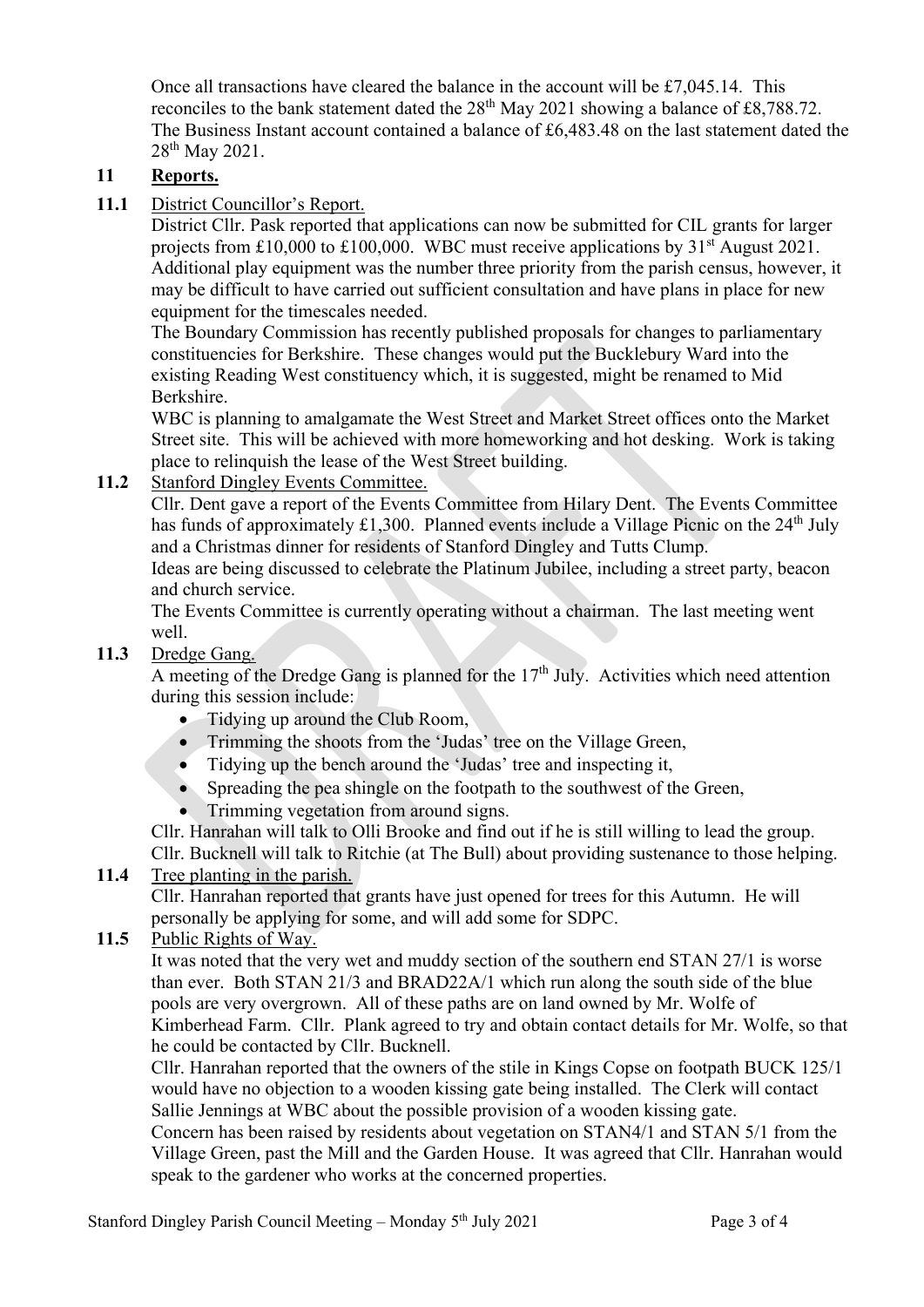Once all transactions have cleared the balance in the account will be £7,045.14. This reconciles to the bank statement dated the 28th May 2021 showing a balance of £8,788.72. The Business Instant account contained a balance of £6,483.48 on the last statement dated the 28th May 2021.

## 11 Reports.

**11.1** District Councillor's Report.

District Cllr. Pask reported that applications can now be submitted for CIL grants for larger projects from £10,000 to £100,000. WBC must receive applications by 31st August 2021. Additional play equipment was the number three priority from the parish census, however, it may be difficult to have carried out sufficient consultation and have plans in place for new equipment for the timescales needed.

The Boundary Commission has recently published proposals for changes to parliamentary constituencies for Berkshire. These changes would put the Bucklebury Ward into the existing Reading West constituency which, it is suggested, might be renamed to Mid Berkshire.

WBC is planning to amalgamate the West Street and Market Street offices onto the Market Street site. This will be achieved with more homeworking and hot desking. Work is taking place to relinquish the lease of the West Street building.

**11.2** Stanford Dingley Events Committee.

Cllr. Dent gave a report of the Events Committee from Hilary Dent. The Events Committee has funds of approximately £1,300. Planned events include a Village Picnic on the 24th July and a Christmas dinner for residents of Stanford Dingley and Tutts Clump.

Ideas are being discussed to celebrate the Platinum Jubilee, including a street party, beacon and church service.

The Events Committee is currently operating without a chairman. The last meeting went well.

**11.3** Dredge Gang.

A meeting of the Dredge Gang is planned for the 17th July. Activities which need attention during this session include:

- Tidying up around the Club Room,
- Trimming the shoots from the 'Judas' tree on the Village Green,
- Tidying up the bench around the 'Judas' tree and inspecting it,
- Spreading the pea shingle on the footpath to the southwest of the Green,
- Trimming vegetation from around signs.

Cllr. Hanrahan will talk to Olli Brooke and find out if he is still willing to lead the group.
Cllr. Bucknell will talk to Ritchie (at The Bull) about providing sustenance to those helping.

**11.4** Tree planting in the parish.

Cllr. Hanrahan reported that grants have just opened for trees for this Autumn. He will personally be applying for some, and will add some for SDPC.

**11.5** Public Rights of Way.

It was noted that the very wet and muddy section of the southern end STAN 27/1 is worse than ever. Both STAN 21/3 and BRAD22A/1 which run along the south side of the blue pools are very overgrown. All of these paths are on land owned by Mr. Wolfe of Kimberhead Farm. Cllr. Plank agreed to try and obtain contact details for Mr. Wolfe, so that he could be contacted by Cllr. Bucknell.

Cllr. Hanrahan reported that the owners of the stile in Kings Copse on footpath BUCK 125/1 would have no objection to a wooden kissing gate being installed. The Clerk will contact Sallie Jennings at WBC about the possible provision of a wooden kissing gate.

Concern has been raised by residents about vegetation on STAN4/1 and STAN 5/1 from the Village Green, past the Mill and the Garden House. It was agreed that Cllr. Hanrahan would speak to the gardener who works at the concerned properties.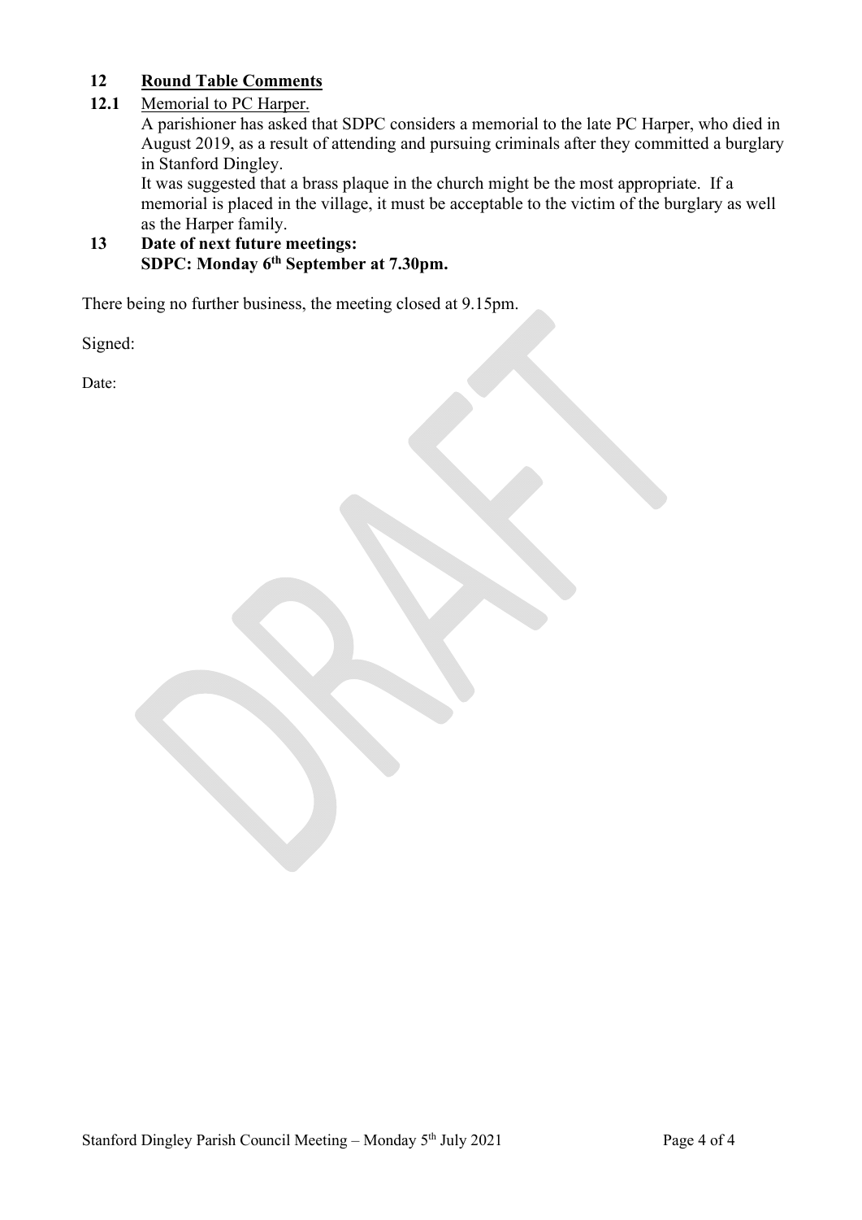## 12 Round Table Comments

**12.1** Memorial to PC Harper.

A parishioner has asked that SDPC considers a memorial to the late PC Harper, who died in August 2019, as a result of attending and pursuing criminals after they committed a burglary in Stanford Dingley.

It was suggested that a brass plaque in the church might be the most appropriate. If a memorial is placed in the village, it must be acceptable to the victim of the burglary as well as the Harper family.

## 13 Date of next future meetings:

**SDPC: Monday 6th September at 7.30pm.**

There being no further business, the meeting closed at 9.15pm.

Signed:

Date: